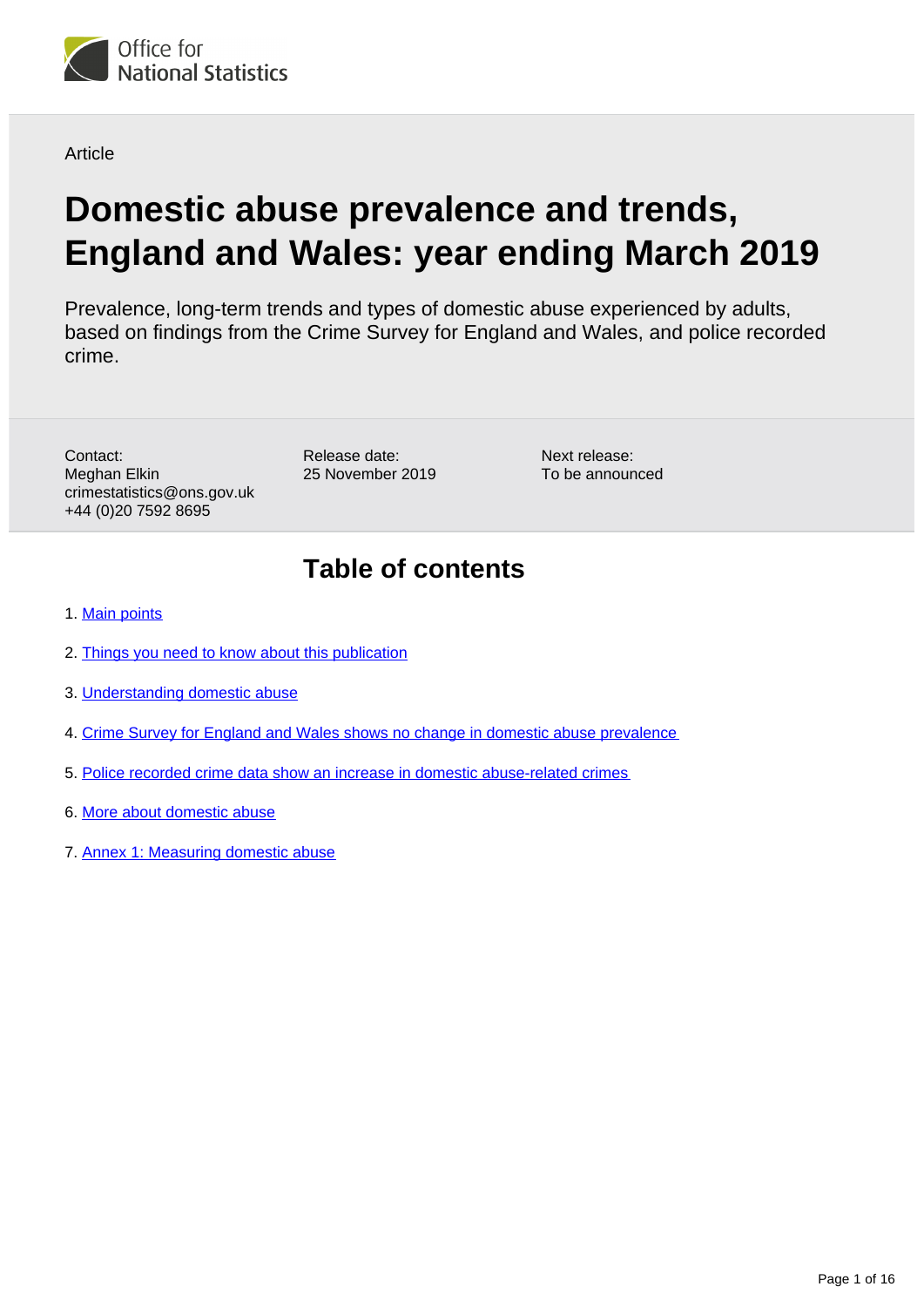Office for National Statistics

Article

# Domestic abuse prevalence and trends, England and Wales: year ending March 2019

Prevalence, long-term trends and types of domestic abuse experienced by adults, based on findings from the Crime Survey for England and Wales, and police recorded crime.

Contact:
Meghan Elkin
crimestatistics@ons.gov.uk
+44 (0)20 7592 8695

Release date:
25 November 2019

Next release:
To be announced

## Table of contents

1. Main points
2. Things you need to know about this publication
3. Understanding domestic abuse
4. Crime Survey for England and Wales shows no change in domestic abuse prevalence
5. Police recorded crime data show an increase in domestic abuse-related crimes
6. More about domestic abuse
7. Annex 1: Measuring domestic abuse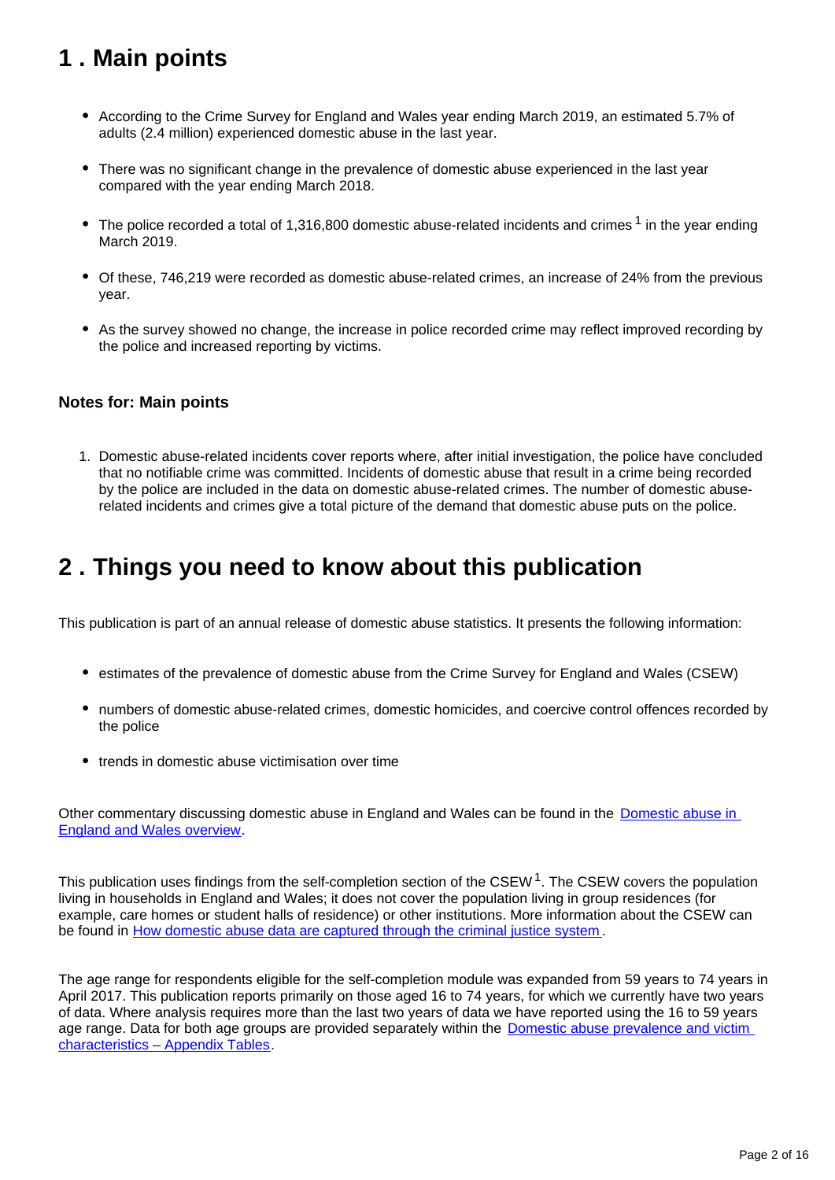## 1 . Main points

- According to the Crime Survey for England and Wales year ending March 2019, an estimated 5.7% of adults (2.4 million) experienced domestic abuse in the last year.
- There was no significant change in the prevalence of domestic abuse experienced in the last year compared with the year ending March 2018.
- The police recorded a total of 1,316,800 domestic abuse-related incidents and crimes [1] in the year ending March 2019.
- Of these, 746,219 were recorded as domestic abuse-related crimes, an increase of 24% from the previous year.
- As the survey showed no change, the increase in police recorded crime may reflect improved recording by the police and increased reporting by victims.

### Notes for: Main points

1. Domestic abuse-related incidents cover reports where, after initial investigation, the police have concluded that no notifiable crime was committed. Incidents of domestic abuse that result in a crime being recorded by the police are included in the data on domestic abuse-related crimes. The number of domestic abuse-related incidents and crimes give a total picture of the demand that domestic abuse puts on the police.

## 2 . Things you need to know about this publication

This publication is part of an annual release of domestic abuse statistics. It presents the following information:

- estimates of the prevalence of domestic abuse from the Crime Survey for England and Wales (CSEW)
- numbers of domestic abuse-related crimes, domestic homicides, and coercive control offences recorded by the police
- trends in domestic abuse victimisation over time

Other commentary discussing domestic abuse in England and Wales can be found in the Domestic abuse in England and Wales overview.

This publication uses findings from the self-completion section of the CSEW [1]. The CSEW covers the population living in households in England and Wales; it does not cover the population living in group residences (for example, care homes or student halls of residence) or other institutions. More information about the CSEW can be found in How domestic abuse data are captured through the criminal justice system.

The age range for respondents eligible for the self-completion module was expanded from 59 years to 74 years in April 2017. This publication reports primarily on those aged 16 to 74 years, for which we currently have two years of data. Where analysis requires more than the last two years of data we have reported using the 16 to 59 years age range. Data for both age groups are provided separately within the Domestic abuse prevalence and victim characteristics – Appendix Tables.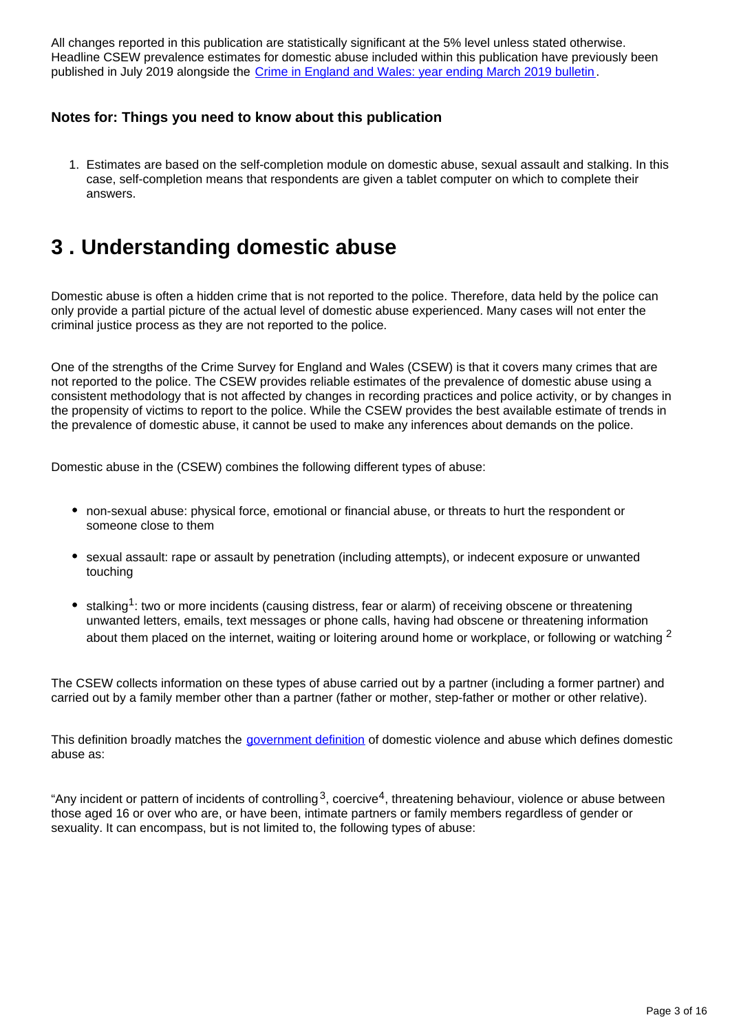All changes reported in this publication are statistically significant at the 5% level unless stated otherwise. Headline CSEW prevalence estimates for domestic abuse included within this publication have previously been published in July 2019 alongside the Crime in England and Wales: year ending March 2019 bulletin.

### Notes for: Things you need to know about this publication

1. Estimates are based on the self-completion module on domestic abuse, sexual assault and stalking. In this case, self-completion means that respondents are given a tablet computer on which to complete their answers.

## 3 . Understanding domestic abuse

Domestic abuse is often a hidden crime that is not reported to the police. Therefore, data held by the police can only provide a partial picture of the actual level of domestic abuse experienced. Many cases will not enter the criminal justice process as they are not reported to the police.

One of the strengths of the Crime Survey for England and Wales (CSEW) is that it covers many crimes that are not reported to the police. The CSEW provides reliable estimates of the prevalence of domestic abuse using a consistent methodology that is not affected by changes in recording practices and police activity, or by changes in the propensity of victims to report to the police. While the CSEW provides the best available estimate of trends in the prevalence of domestic abuse, it cannot be used to make any inferences about demands on the police.

Domestic abuse in the (CSEW) combines the following different types of abuse:

- non-sexual abuse: physical force, emotional or financial abuse, or threats to hurt the respondent or someone close to them
- sexual assault: rape or assault by penetration (including attempts), or indecent exposure or unwanted touching
- stalking[1]: two or more incidents (causing distress, fear or alarm) of receiving obscene or threatening unwanted letters, emails, text messages or phone calls, having had obscene or threatening information about them placed on the internet, waiting or loitering around home or workplace, or following or watching [2]

The CSEW collects information on these types of abuse carried out by a partner (including a former partner) and carried out by a family member other than a partner (father or mother, step-father or mother or other relative).

This definition broadly matches the government definition of domestic violence and abuse which defines domestic abuse as:

"Any incident or pattern of incidents of controlling[3], coercive[4], threatening behaviour, violence or abuse between those aged 16 or over who are, or have been, intimate partners or family members regardless of gender or sexuality. It can encompass, but is not limited to, the following types of abuse: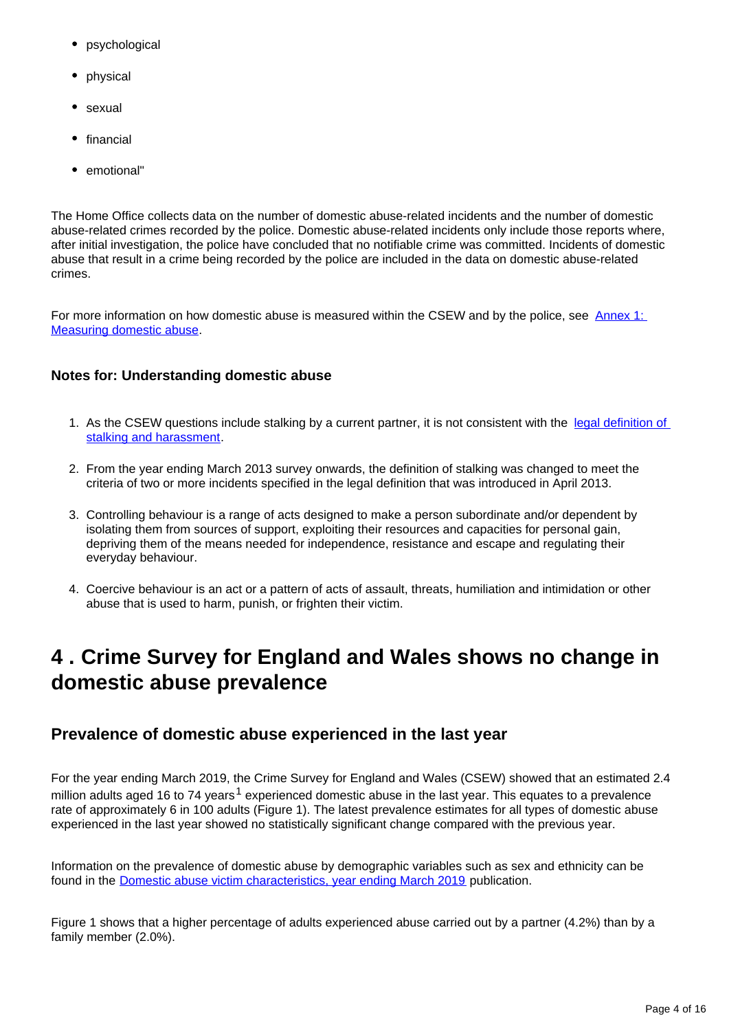- psychological
- physical
- sexual
- financial
- emotional"

The Home Office collects data on the number of domestic abuse-related incidents and the number of domestic abuse-related crimes recorded by the police. Domestic abuse-related incidents only include those reports where, after initial investigation, the police have concluded that no notifiable crime was committed. Incidents of domestic abuse that result in a crime being recorded by the police are included in the data on domestic abuse-related crimes.

For more information on how domestic abuse is measured within the CSEW and by the police, see Annex 1: Measuring domestic abuse.

### Notes for: Understanding domestic abuse

1. As the CSEW questions include stalking by a current partner, it is not consistent with the legal definition of stalking and harassment.
2. From the year ending March 2013 survey onwards, the definition of stalking was changed to meet the criteria of two or more incidents specified in the legal definition that was introduced in April 2013.
3. Controlling behaviour is a range of acts designed to make a person subordinate and/or dependent by isolating them from sources of support, exploiting their resources and capacities for personal gain, depriving them of the means needed for independence, resistance and escape and regulating their everyday behaviour.
4. Coercive behaviour is an act or a pattern of acts of assault, threats, humiliation and intimidation or other abuse that is used to harm, punish, or frighten their victim.

## 4 . Crime Survey for England and Wales shows no change in domestic abuse prevalence

### Prevalence of domestic abuse experienced in the last year

For the year ending March 2019, the Crime Survey for England and Wales (CSEW) showed that an estimated 2.4 million adults aged 16 to 74 years[1] experienced domestic abuse in the last year. This equates to a prevalence rate of approximately 6 in 100 adults (Figure 1). The latest prevalence estimates for all types of domestic abuse experienced in the last year showed no statistically significant change compared with the previous year.

Information on the prevalence of domestic abuse by demographic variables such as sex and ethnicity can be found in the Domestic abuse victim characteristics, year ending March 2019 publication.

Figure 1 shows that a higher percentage of adults experienced abuse carried out by a partner (4.2%) than by a family member (2.0%).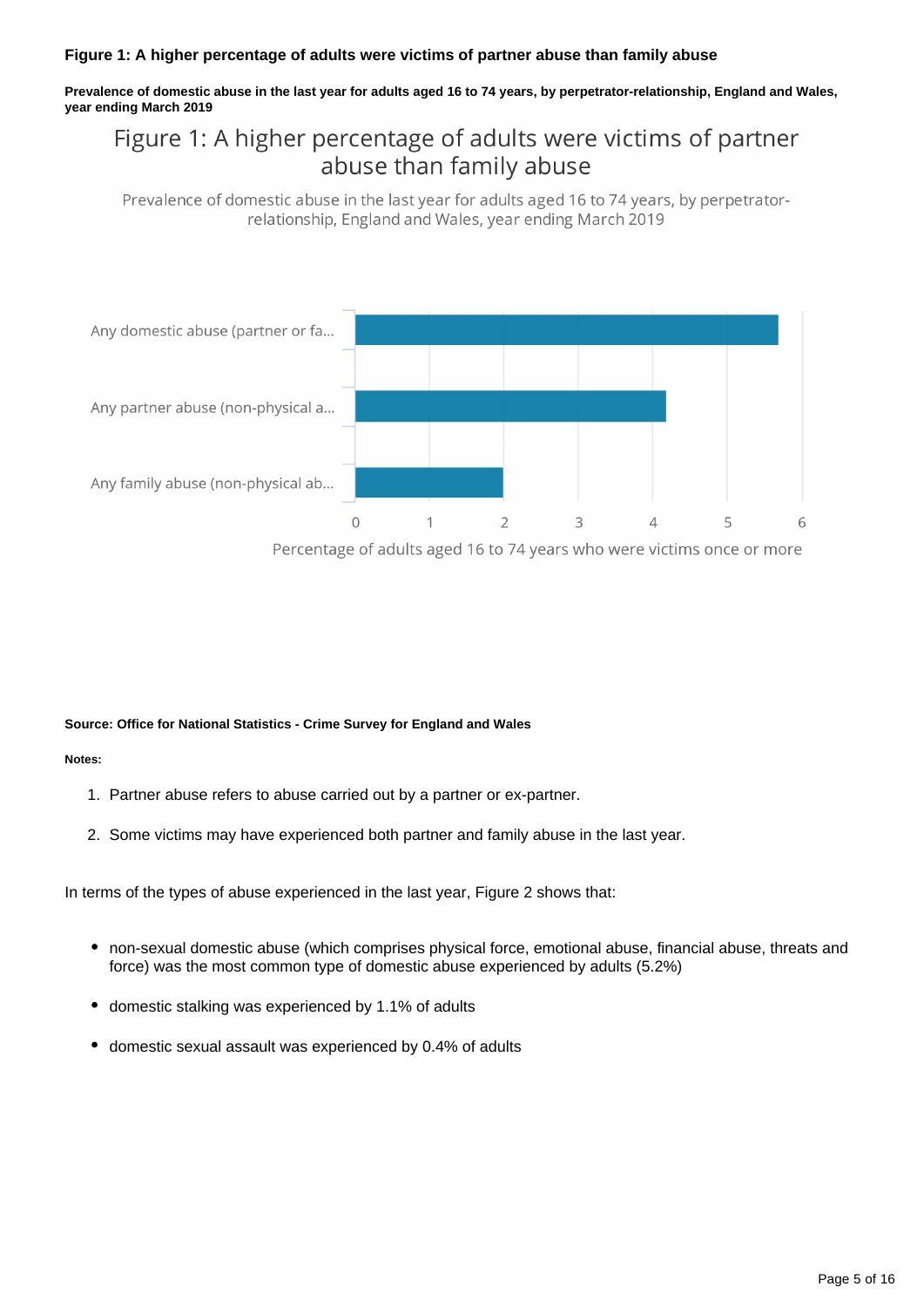**Figure 1: A higher percentage of adults were victims of partner abuse than family abuse**

**Prevalence of domestic abuse in the last year for adults aged 16 to 74 years, by perpetrator-relationship, England and Wales, year ending March 2019**

Figure 1: A higher percentage of adults were victims of partner abuse than family abuse

Prevalence of domestic abuse in the last year for adults aged 16 to 74 years, by perpetrator-relationship, England and Wales, year ending March 2019

Any domestic abuse (partner or fa...

Any partner abuse (non-physical a...

Any family abuse (non-physical ab...

0 1 2 3 4 5 6

Percentage of adults aged 16 to 74 years who were victims once or more

**Source: Office for National Statistics - Crime Survey for England and Wales**

**Notes:**

1. Partner abuse refers to abuse carried out by a partner or ex-partner.

2. Some victims may have experienced both partner and family abuse in the last year.

In terms of the types of abuse experienced in the last year, Figure 2 shows that:

- non-sexual domestic abuse (which comprises physical force, emotional abuse, financial abuse, threats and force) was the most common type of domestic abuse experienced by adults (5.2%)

- domestic stalking was experienced by 1.1% of adults

- domestic sexual assault was experienced by 0.4% of adults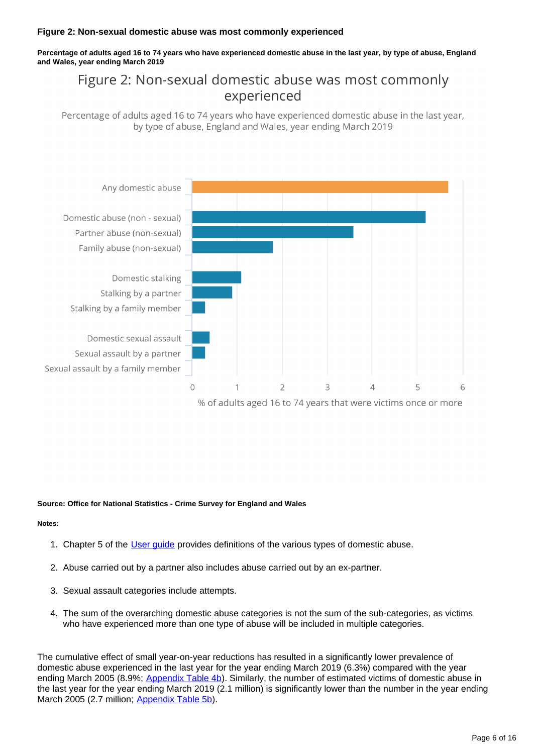### Figure 2: Non-sexual domestic abuse was most commonly experienced

**Percentage of adults aged 16 to 74 years who have experienced domestic abuse in the last year, by type of abuse, England and Wales, year ending March 2019**

Figure 2: Non-sexual domestic abuse was most commonly experienced

Percentage of adults aged 16 to 74 years who have experienced domestic abuse in the last year, by type of abuse, England and Wales, year ending March 2019

Any domestic abuse

Domestic abuse (non - sexual)

Partner abuse (non-sexual)

Family abuse (non-sexual)

Domestic stalking

Stalking by a partner

Stalking by a family member

Domestic sexual assault

Sexual assault by a partner

Sexual assault by a family member

0 1 2 3 4 5 6

% of adults aged 16 to 74 years that were victims once or more

**Source: Office for National Statistics - Crime Survey for England and Wales**

**Notes:**

1. Chapter 5 of the User guide provides definitions of the various types of domestic abuse.
2. Abuse carried out by a partner also includes abuse carried out by an ex-partner.
3. Sexual assault categories include attempts.
4. The sum of the overarching domestic abuse categories is not the sum of the sub-categories, as victims who have experienced more than one type of abuse will be included in multiple categories.

The cumulative effect of small year-on-year reductions has resulted in a significantly lower prevalence of domestic abuse experienced in the last year for the year ending March 2019 (6.3%) compared with the year ending March 2005 (8.9%; Appendix Table 4b). Similarly, the number of estimated victims of domestic abuse in the last year for the year ending March 2019 (2.1 million) is significantly lower than the number in the year ending March 2005 (2.7 million; Appendix Table 5b).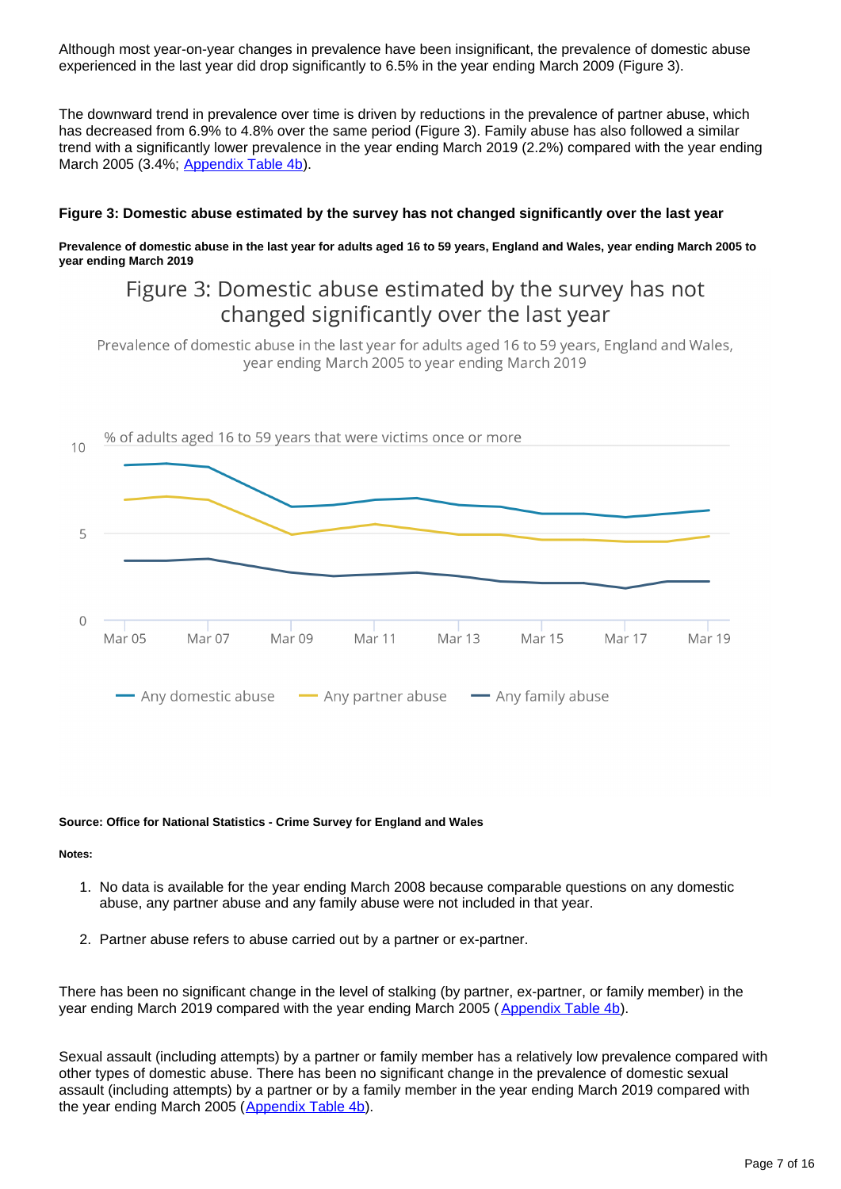Although most year-on-year changes in prevalence have been insignificant, the prevalence of domestic abuse experienced in the last year did drop significantly to 6.5% in the year ending March 2009 (Figure 3).

The downward trend in prevalence over time is driven by reductions in the prevalence of partner abuse, which has decreased from 6.9% to 4.8% over the same period (Figure 3). Family abuse has also followed a similar trend with a significantly lower prevalence in the year ending March 2019 (2.2%) compared with the year ending March 2005 (3.4%; Appendix Table 4b).

#### Figure 3: Domestic abuse estimated by the survey has not changed significantly over the last year

##### Prevalence of domestic abuse in the last year for adults aged 16 to 59 years, England and Wales, year ending March 2005 to year ending March 2019

Figure 3: Domestic abuse estimated by the survey has not changed significantly over the last year

Prevalence of domestic abuse in the last year for adults aged 16 to 59 years, England and Wales, year ending March 2005 to year ending March 2019

% of adults aged 16 to 59 years that were victims once or more

Any domestic abuse — Any partner abuse — Any family abuse

**Source: Office for National Statistics - Crime Survey for England and Wales**

**Notes:**

1. No data is available for the year ending March 2008 because comparable questions on any domestic abuse, any partner abuse and any family abuse were not included in that year.
2. Partner abuse refers to abuse carried out by a partner or ex-partner.

There has been no significant change in the level of stalking (by partner, ex-partner, or family member) in the year ending March 2019 compared with the year ending March 2005 (Appendix Table 4b).

Sexual assault (including attempts) by a partner or family member has a relatively low prevalence compared with other types of domestic abuse. There has been no significant change in the prevalence of domestic sexual assault (including attempts) by a partner or by a family member in the year ending March 2019 compared with the year ending March 2005 (Appendix Table 4b).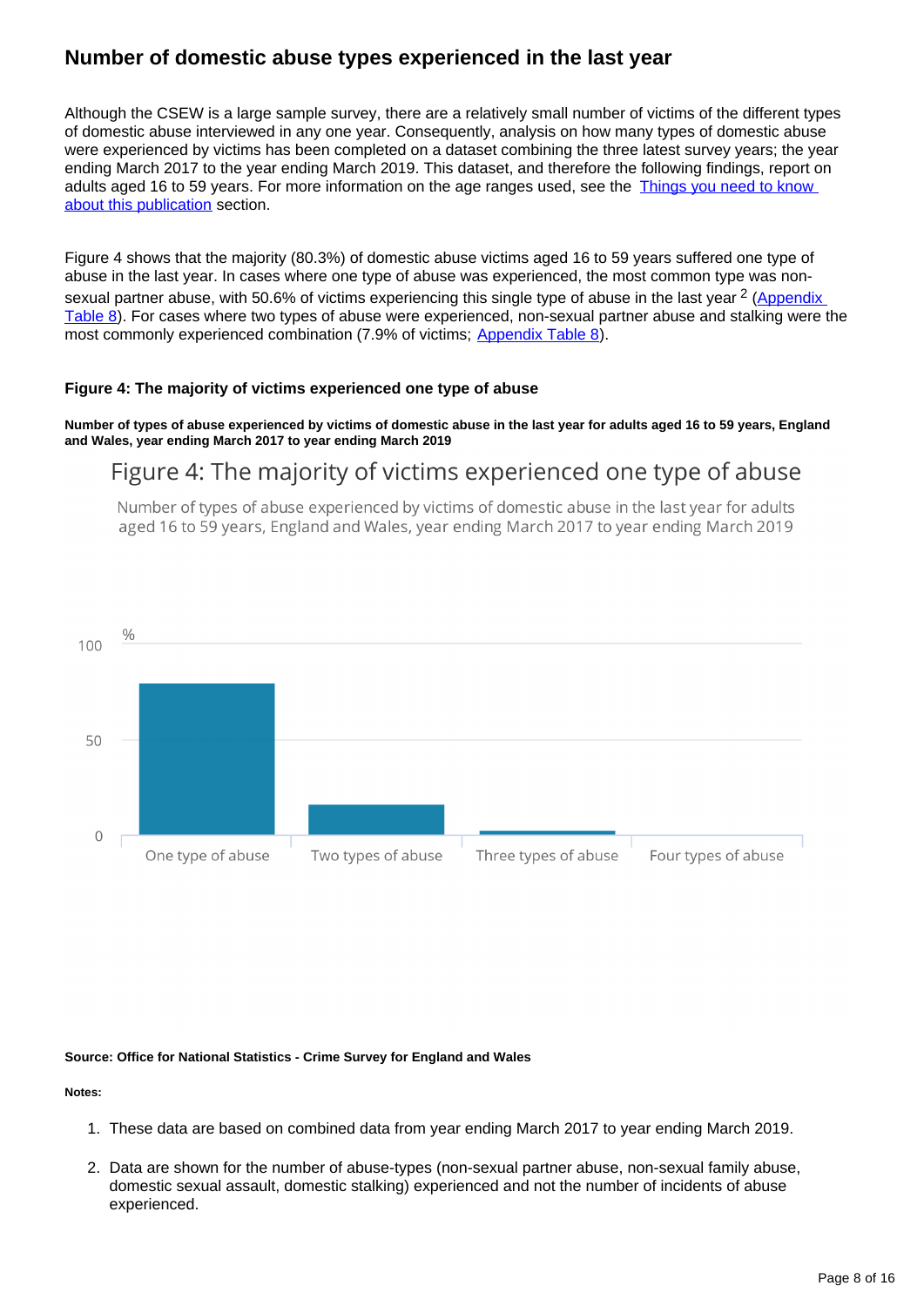## Number of domestic abuse types experienced in the last year

Although the CSEW is a large sample survey, there are a relatively small number of victims of the different types of domestic abuse interviewed in any one year. Consequently, analysis on how many types of domestic abuse were experienced by victims has been completed on a dataset combining the three latest survey years; the year ending March 2017 to the year ending March 2019. This dataset, and therefore the following findings, report on adults aged 16 to 59 years. For more information on the age ranges used, see the [Things you need to know about this publication](#) section.

Figure 4 shows that the majority (80.3%) of domestic abuse victims aged 16 to 59 years suffered one type of abuse in the last year. In cases where one type of abuse was experienced, the most common type was non-sexual partner abuse, with 50.6% of victims experiencing this single type of abuse in the last year [2] ([Appendix Table 8](#)). For cases where two types of abuse were experienced, non-sexual partner abuse and stalking were the most commonly experienced combination (7.9% of victims; [Appendix Table 8](#)).

#### Figure 4: The majority of victims experienced one type of abuse

**Number of types of abuse experienced by victims of domestic abuse in the last year for adults aged 16 to 59 years, England and Wales, year ending March 2017 to year ending March 2019**

Figure 4: The majority of victims experienced one type of abuse

Number of types of abuse experienced by victims of domestic abuse in the last year for adults aged 16 to 59 years, England and Wales, year ending March 2017 to year ending March 2019

%

100

50

0

One type of abuse | Two types of abuse | Three types of abuse | Four types of abuse

**Source: Office for National Statistics - Crime Survey for England and Wales**

**Notes:**

1. These data are based on combined data from year ending March 2017 to year ending March 2019.
2. Data are shown for the number of abuse-types (non-sexual partner abuse, non-sexual family abuse, domestic sexual assault, domestic stalking) experienced and not the number of incidents of abuse experienced.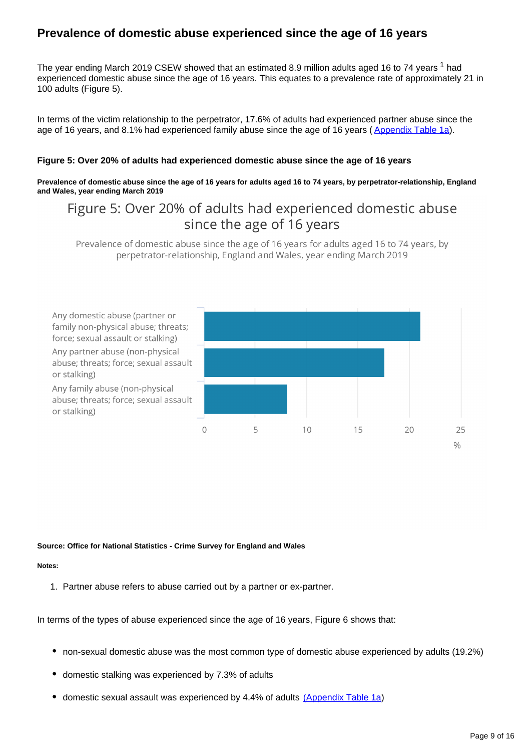## Prevalence of domestic abuse experienced since the age of 16 years

The year ending March 2019 CSEW showed that an estimated 8.9 million adults aged 16 to 74 years [1] had experienced domestic abuse since the age of 16 years. This equates to a prevalence rate of approximately 21 in 100 adults (Figure 5).

In terms of the victim relationship to the perpetrator, 17.6% of adults had experienced partner abuse since the age of 16 years, and 8.1% had experienced family abuse since the age of 16 years ( Appendix Table 1a).

#### Figure 5: Over 20% of adults had experienced domestic abuse since the age of 16 years

**Prevalence of domestic abuse since the age of 16 years for adults aged 16 to 74 years, by perpetrator-relationship, England and Wales, year ending March 2019**

Figure 5: Over 20% of adults had experienced domestic abuse since the age of 16 years

Prevalence of domestic abuse since the age of 16 years for adults aged 16 to 74 years, by perpetrator-relationship, England and Wales, year ending March 2019

| Category | % |
|---|---|
| Any domestic abuse (partner or family non-physical abuse; threats; force; sexual assault or stalking) | 21.1 |
| Any partner abuse (non-physical abuse; threats; force; sexual assault or stalking) | 17.6 |
| Any family abuse (non-physical abuse; threats; force; sexual assault or stalking) | 8.1 |

**Source: Office for National Statistics - Crime Survey for England and Wales**

**Notes:**

1. Partner abuse refers to abuse carried out by a partner or ex-partner.

In terms of the types of abuse experienced since the age of 16 years, Figure 6 shows that:

- non-sexual domestic abuse was the most common type of domestic abuse experienced by adults (19.2%)
- domestic stalking was experienced by 7.3% of adults
- domestic sexual assault was experienced by 4.4% of adults (Appendix Table 1a)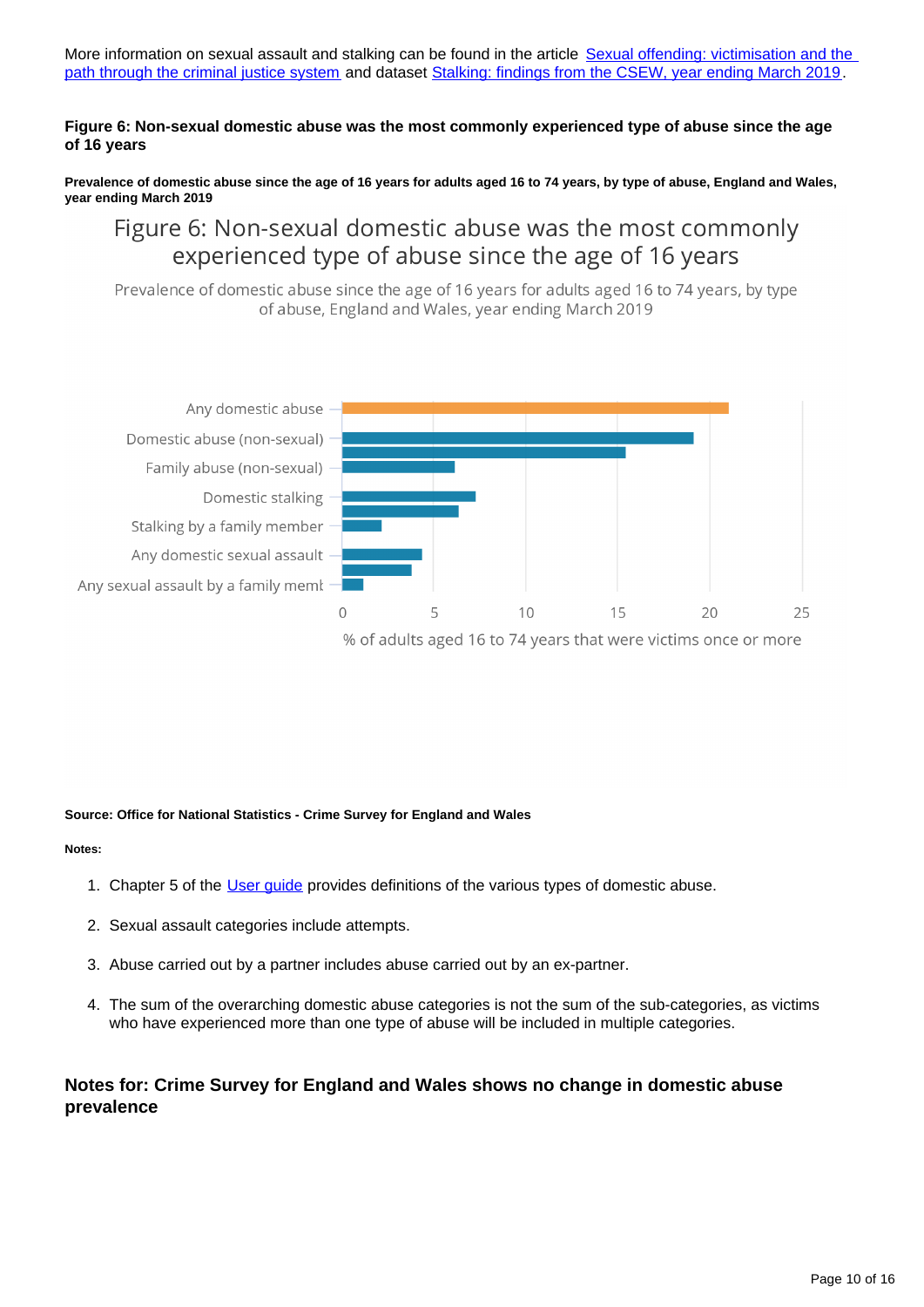More information on sexual assault and stalking can be found in the article Sexual offending: victimisation and the path through the criminal justice system and dataset Stalking: findings from the CSEW, year ending March 2019.

**Figure 6: Non-sexual domestic abuse was the most commonly experienced type of abuse since the age of 16 years**

**Prevalence of domestic abuse since the age of 16 years for adults aged 16 to 74 years, by type of abuse, England and Wales, year ending March 2019**

Figure 6: Non-sexual domestic abuse was the most commonly experienced type of abuse since the age of 16 years

Prevalence of domestic abuse since the age of 16 years for adults aged 16 to 74 years, by type of abuse, England and Wales, year ending March 2019

Any domestic abuse

Domestic abuse (non-sexual)

Family abuse (non-sexual)

Domestic stalking

Stalking by a family member

Any domestic sexual assault

Any sexual assault by a family memb

0 5 10 15 20 25

% of adults aged 16 to 74 years that were victims once or more

**Source: Office for National Statistics - Crime Survey for England and Wales**

**Notes:**

1. Chapter 5 of the User guide provides definitions of the various types of domestic abuse.
2. Sexual assault categories include attempts.
3. Abuse carried out by a partner includes abuse carried out by an ex-partner.
4. The sum of the overarching domestic abuse categories is not the sum of the sub-categories, as victims who have experienced more than one type of abuse will be included in multiple categories.

## Notes for: Crime Survey for England and Wales shows no change in domestic abuse prevalence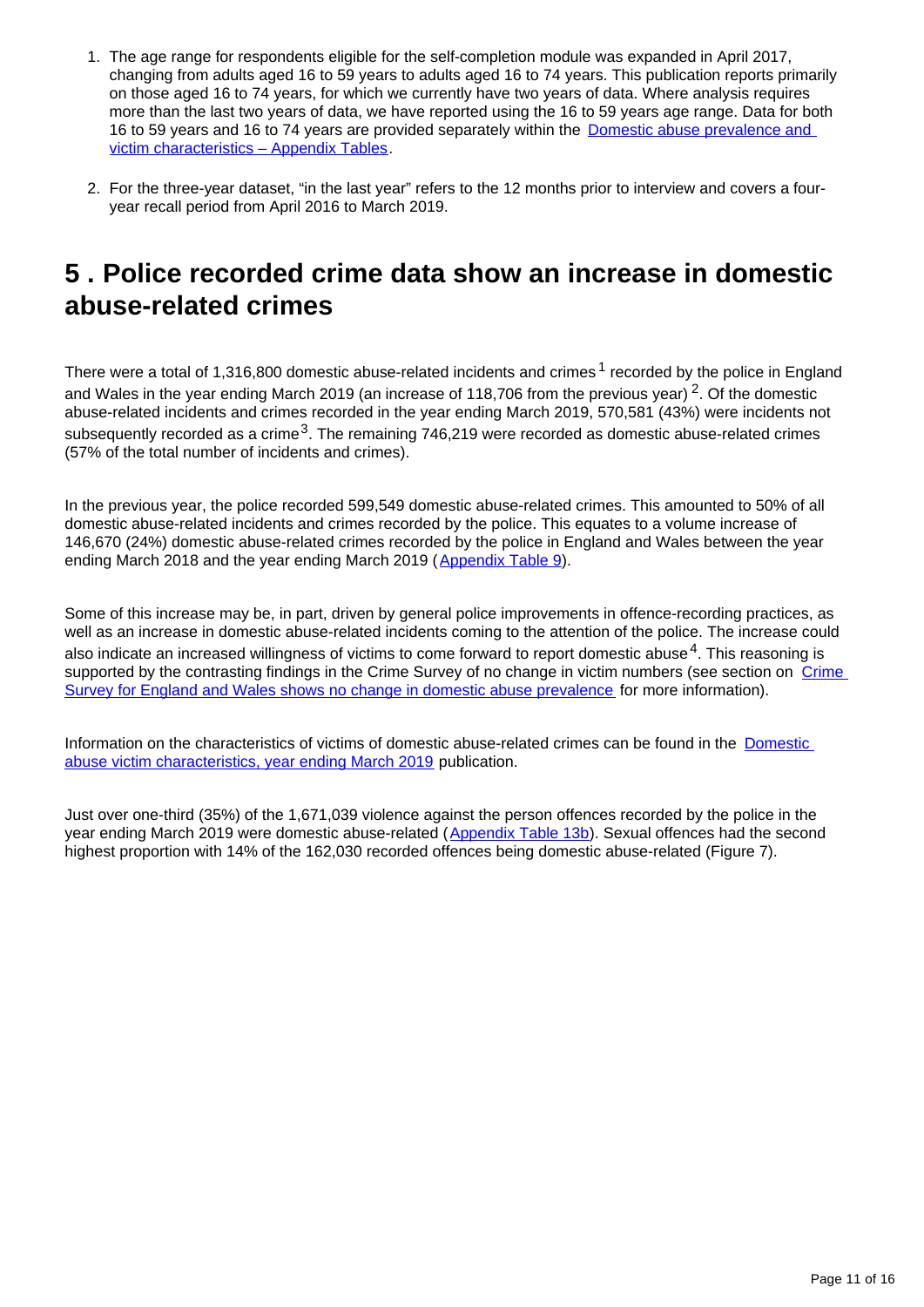1. The age range for respondents eligible for the self-completion module was expanded in April 2017, changing from adults aged 16 to 59 years to adults aged 16 to 74 years. This publication reports primarily on those aged 16 to 74 years, for which we currently have two years of data. Where analysis requires more than the last two years of data, we have reported using the 16 to 59 years age range. Data for both 16 to 59 years and 16 to 74 years are provided separately within the Domestic abuse prevalence and victim characteristics – Appendix Tables.

2. For the three-year dataset, "in the last year" refers to the 12 months prior to interview and covers a four-year recall period from April 2016 to March 2019.

## 5 . Police recorded crime data show an increase in domestic abuse-related crimes

There were a total of 1,316,800 domestic abuse-related incidents and crimes [1] recorded by the police in England and Wales in the year ending March 2019 (an increase of 118,706 from the previous year) [2]. Of the domestic abuse-related incidents and crimes recorded in the year ending March 2019, 570,581 (43%) were incidents not subsequently recorded as a crime [3]. The remaining 746,219 were recorded as domestic abuse-related crimes (57% of the total number of incidents and crimes).

In the previous year, the police recorded 599,549 domestic abuse-related crimes. This amounted to 50% of all domestic abuse-related incidents and crimes recorded by the police. This equates to a volume increase of 146,670 (24%) domestic abuse-related crimes recorded by the police in England and Wales between the year ending March 2018 and the year ending March 2019 (Appendix Table 9).

Some of this increase may be, in part, driven by general police improvements in offence-recording practices, as well as an increase in domestic abuse-related incidents coming to the attention of the police. The increase could also indicate an increased willingness of victims to come forward to report domestic abuse [4]. This reasoning is supported by the contrasting findings in the Crime Survey of no change in victim numbers (see section on Crime Survey for England and Wales shows no change in domestic abuse prevalence for more information).

Information on the characteristics of victims of domestic abuse-related crimes can be found in the Domestic abuse victim characteristics, year ending March 2019 publication.

Just over one-third (35%) of the 1,671,039 violence against the person offences recorded by the police in the year ending March 2019 were domestic abuse-related (Appendix Table 13b). Sexual offences had the second highest proportion with 14% of the 162,030 recorded offences being domestic abuse-related (Figure 7).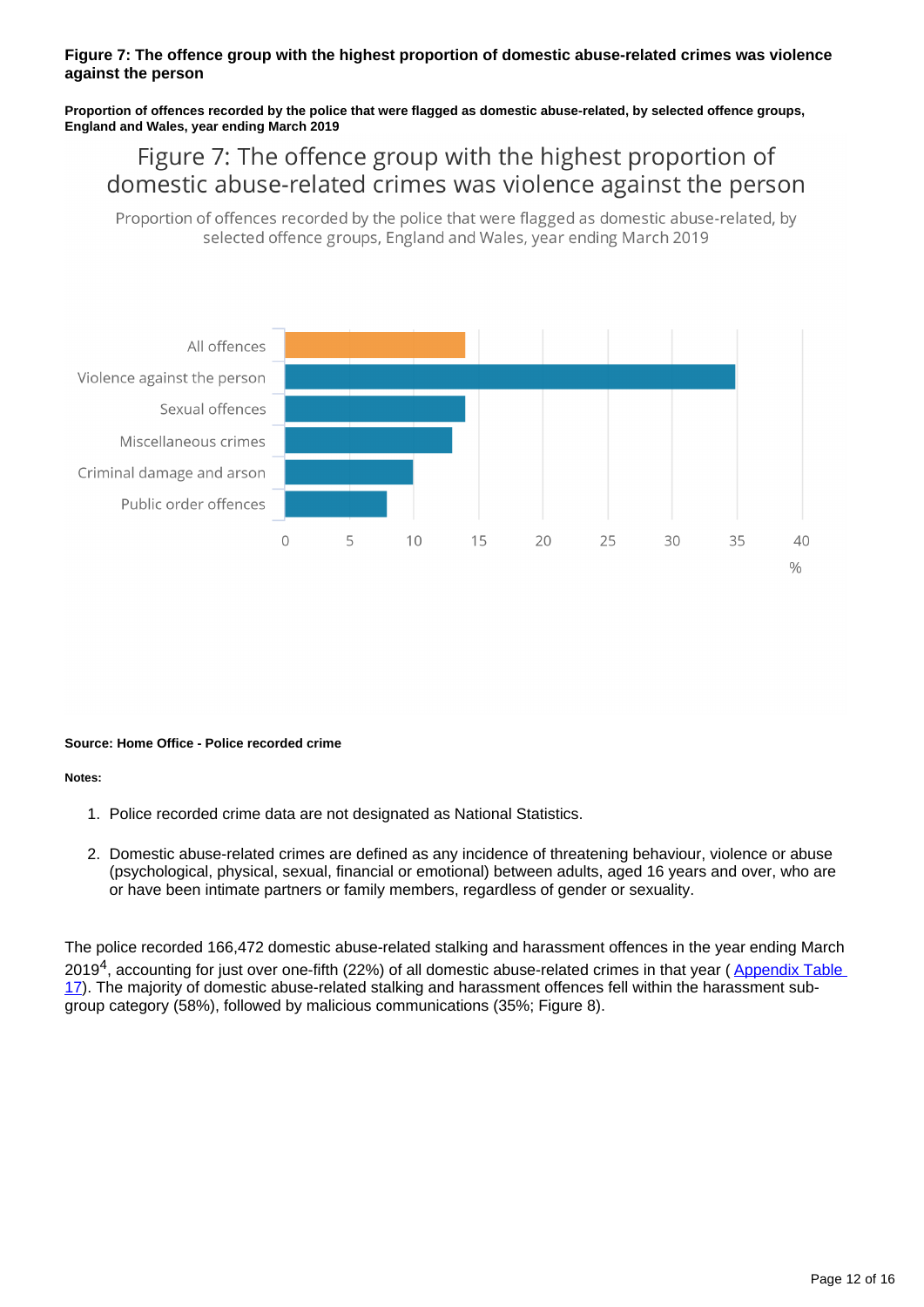**Figure 7: The offence group with the highest proportion of domestic abuse-related crimes was violence against the person**

**Proportion of offences recorded by the police that were flagged as domestic abuse-related, by selected offence groups, England and Wales, year ending March 2019**

**Source: Home Office - Police recorded crime**

**Notes:**

1. Police recorded crime data are not designated as National Statistics.
2. Domestic abuse-related crimes are defined as any incidence of threatening behaviour, violence or abuse (psychological, physical, sexual, financial or emotional) between adults, aged 16 years and over, who are or have been intimate partners or family members, regardless of gender or sexuality.

The police recorded 166,472 domestic abuse-related stalking and harassment offences in the year ending March 2019[4], accounting for just over one-fifth (22%) of all domestic abuse-related crimes in that year ( Appendix Table 17). The majority of domestic abuse-related stalking and harassment offences fell within the harassment sub-group category (58%), followed by malicious communications (35%; Figure 8).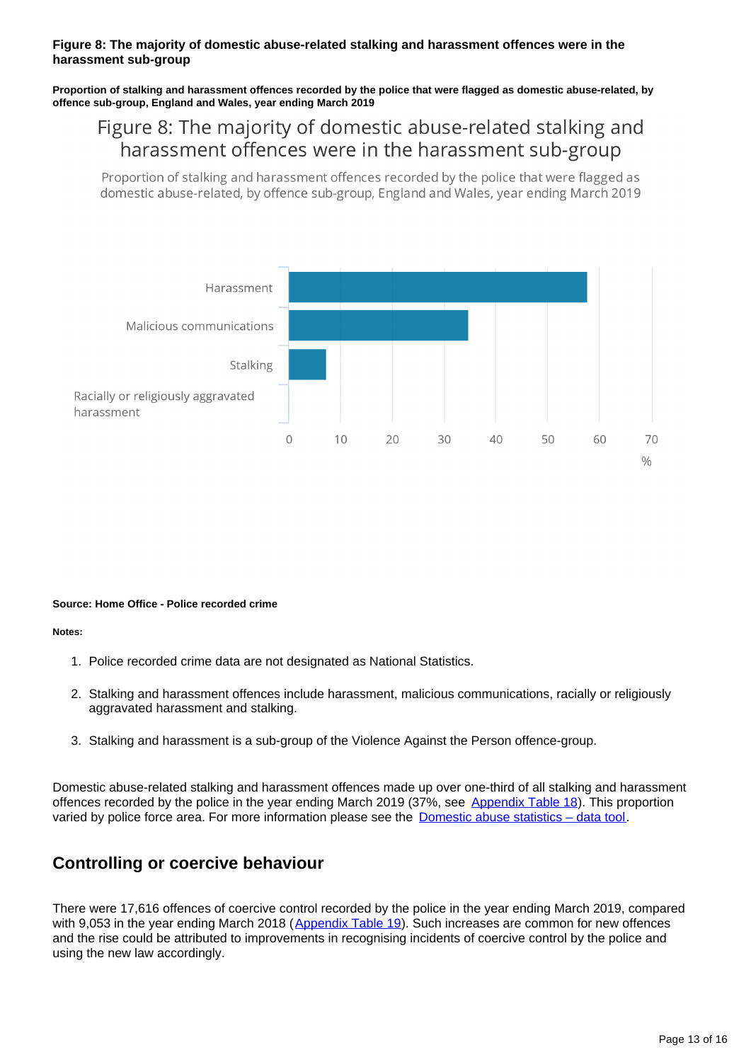**Figure 8: The majority of domestic abuse-related stalking and harassment offences were in the harassment sub-group**

**Proportion of stalking and harassment offences recorded by the police that were flagged as domestic abuse-related, by offence sub-group, England and Wales, year ending March 2019**

Figure 8: The majority of domestic abuse-related stalking and harassment offences were in the harassment sub-group

Proportion of stalking and harassment offences recorded by the police that were flagged as domestic abuse-related, by offence sub-group, England and Wales, year ending March 2019

Harassment

Malicious communications

Stalking

Racially or religiously aggravated harassment

0 10 20 30 40 50 60 70

%

**Source: Home Office - Police recorded crime**

**Notes:**

1. Police recorded crime data are not designated as National Statistics.
2. Stalking and harassment offences include harassment, malicious communications, racially or religiously aggravated harassment and stalking.
3. Stalking and harassment is a sub-group of the Violence Against the Person offence-group.

Domestic abuse-related stalking and harassment offences made up over one-third of all stalking and harassment offences recorded by the police in the year ending March 2019 (37%, see Appendix Table 18). This proportion varied by police force area. For more information please see the Domestic abuse statistics – data tool.

## Controlling or coercive behaviour

There were 17,616 offences of coercive control recorded by the police in the year ending March 2019, compared with 9,053 in the year ending March 2018 (Appendix Table 19). Such increases are common for new offences and the rise could be attributed to improvements in recognising incidents of coercive control by the police and using the new law accordingly.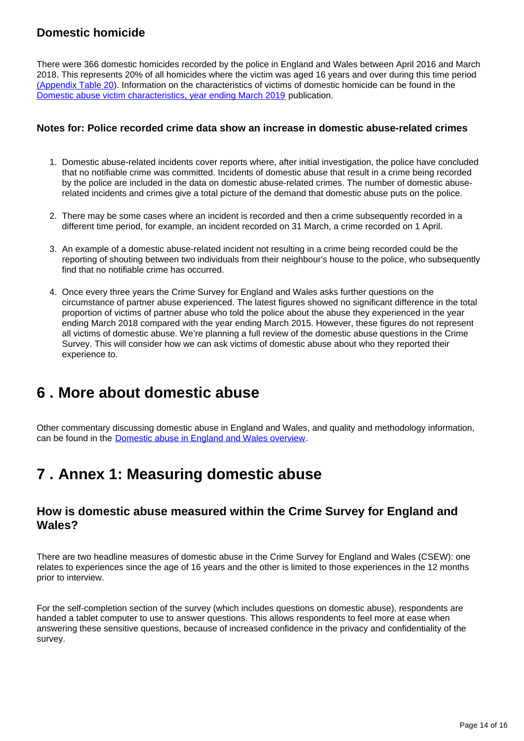### Domestic homicide

There were 366 domestic homicides recorded by the police in England and Wales between April 2016 and March 2018. This represents 20% of all homicides where the victim was aged 16 years and over during this time period (Appendix Table 20). Information on the characteristics of victims of domestic homicide can be found in the Domestic abuse victim characteristics, year ending March 2019 publication.

#### Notes for: Police recorded crime data show an increase in domestic abuse-related crimes

1. Domestic abuse-related incidents cover reports where, after initial investigation, the police have concluded that no notifiable crime was committed. Incidents of domestic abuse that result in a crime being recorded by the police are included in the data on domestic abuse-related crimes. The number of domestic abuse-related incidents and crimes give a total picture of the demand that domestic abuse puts on the police.

2. There may be some cases where an incident is recorded and then a crime subsequently recorded in a different time period, for example, an incident recorded on 31 March, a crime recorded on 1 April.

3. An example of a domestic abuse-related incident not resulting in a crime being recorded could be the reporting of shouting between two individuals from their neighbour's house to the police, who subsequently find that no notifiable crime has occurred.

4. Once every three years the Crime Survey for England and Wales asks further questions on the circumstance of partner abuse experienced. The latest figures showed no significant difference in the total proportion of victims of partner abuse who told the police about the abuse they experienced in the year ending March 2018 compared with the year ending March 2015. However, these figures do not represent all victims of domestic abuse. We're planning a full review of the domestic abuse questions in the Crime Survey. This will consider how we can ask victims of domestic abuse about who they reported their experience to.

## 6 . More about domestic abuse

Other commentary discussing domestic abuse in England and Wales, and quality and methodology information, can be found in the Domestic abuse in England and Wales overview.

## 7 . Annex 1: Measuring domestic abuse

### How is domestic abuse measured within the Crime Survey for England and Wales?

There are two headline measures of domestic abuse in the Crime Survey for England and Wales (CSEW): one relates to experiences since the age of 16 years and the other is limited to those experiences in the 12 months prior to interview.

For the self-completion section of the survey (which includes questions on domestic abuse), respondents are handed a tablet computer to use to answer questions. This allows respondents to feel more at ease when answering these sensitive questions, because of increased confidence in the privacy and confidentiality of the survey.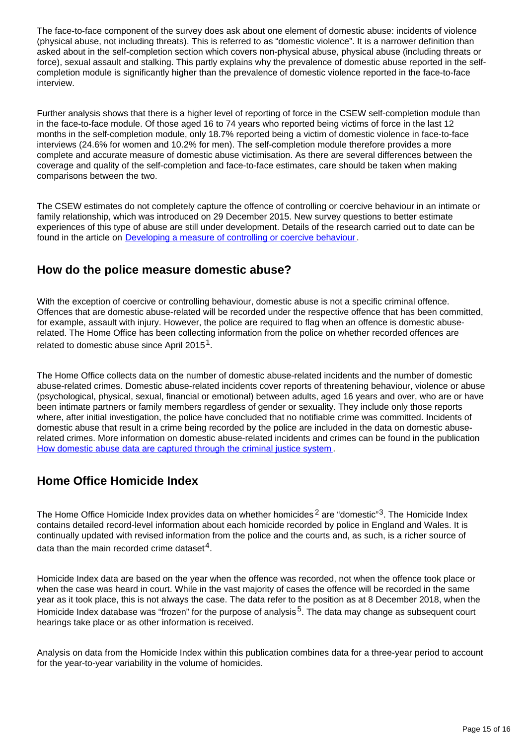The face-to-face component of the survey does ask about one element of domestic abuse: incidents of violence (physical abuse, not including threats). This is referred to as "domestic violence". It is a narrower definition than asked about in the self-completion section which covers non-physical abuse, physical abuse (including threats or force), sexual assault and stalking. This partly explains why the prevalence of domestic abuse reported in the self-completion module is significantly higher than the prevalence of domestic violence reported in the face-to-face interview.

Further analysis shows that there is a higher level of reporting of force in the CSEW self-completion module than in the face-to-face module. Of those aged 16 to 74 years who reported being victims of force in the last 12 months in the self-completion module, only 18.7% reported being a victim of domestic violence in face-to-face interviews (24.6% for women and 10.2% for men). The self-completion module therefore provides a more complete and accurate measure of domestic abuse victimisation. As there are several differences between the coverage and quality of the self-completion and face-to-face estimates, care should be taken when making comparisons between the two.

The CSEW estimates do not completely capture the offence of controlling or coercive behaviour in an intimate or family relationship, which was introduced on 29 December 2015. New survey questions to better estimate experiences of this type of abuse are still under development. Details of the research carried out to date can be found in the article on [Developing a measure of controlling or coercive behaviour](#).

## How do the police measure domestic abuse?

With the exception of coercive or controlling behaviour, domestic abuse is not a specific criminal offence. Offences that are domestic abuse-related will be recorded under the respective offence that has been committed, for example, assault with injury. However, the police are required to flag when an offence is domestic abuse-related. The Home Office has been collecting information from the police on whether recorded offences are related to domestic abuse since April 2015[1].

The Home Office collects data on the number of domestic abuse-related incidents and the number of domestic abuse-related crimes. Domestic abuse-related incidents cover reports of threatening behaviour, violence or abuse (psychological, physical, sexual, financial or emotional) between adults, aged 16 years and over, who are or have been intimate partners or family members regardless of gender or sexuality. They include only those reports where, after initial investigation, the police have concluded that no notifiable crime was committed. Incidents of domestic abuse that result in a crime being recorded by the police are included in the data on domestic abuse-related crimes. More information on domestic abuse-related incidents and crimes can be found in the publication [How domestic abuse data are captured through the criminal justice system](#).

## Home Office Homicide Index

The Home Office Homicide Index provides data on whether homicides[2] are "domestic"[3]. The Homicide Index contains detailed record-level information about each homicide recorded by police in England and Wales. It is continually updated with revised information from the police and the courts and, as such, is a richer source of data than the main recorded crime dataset[4].

Homicide Index data are based on the year when the offence was recorded, not when the offence took place or when the case was heard in court. While in the vast majority of cases the offence will be recorded in the same year as it took place, this is not always the case. The data refer to the position as at 8 December 2018, when the Homicide Index database was "frozen" for the purpose of analysis[5]. The data may change as subsequent court hearings take place or as other information is received.

Analysis on data from the Homicide Index within this publication combines data for a three-year period to account for the year-to-year variability in the volume of homicides.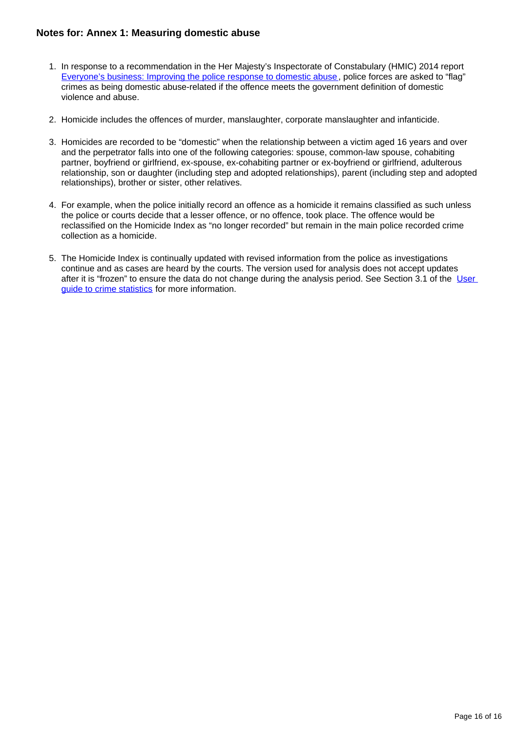### Notes for: Annex 1: Measuring domestic abuse

1. In response to a recommendation in the Her Majesty's Inspectorate of Constabulary (HMIC) 2014 report Everyone's business: Improving the police response to domestic abuse, police forces are asked to "flag" crimes as being domestic abuse-related if the offence meets the government definition of domestic violence and abuse.

2. Homicide includes the offences of murder, manslaughter, corporate manslaughter and infanticide.

3. Homicides are recorded to be "domestic" when the relationship between a victim aged 16 years and over and the perpetrator falls into one of the following categories: spouse, common-law spouse, cohabiting partner, boyfriend or girlfriend, ex-spouse, ex-cohabiting partner or ex-boyfriend or girlfriend, adulterous relationship, son or daughter (including step and adopted relationships), parent (including step and adopted relationships), brother or sister, other relatives.

4. For example, when the police initially record an offence as a homicide it remains classified as such unless the police or courts decide that a lesser offence, or no offence, took place. The offence would be reclassified on the Homicide Index as "no longer recorded" but remain in the main police recorded crime collection as a homicide.

5. The Homicide Index is continually updated with revised information from the police as investigations continue and as cases are heard by the courts. The version used for analysis does not accept updates after it is "frozen" to ensure the data do not change during the analysis period. See Section 3.1 of the User guide to crime statistics for more information.